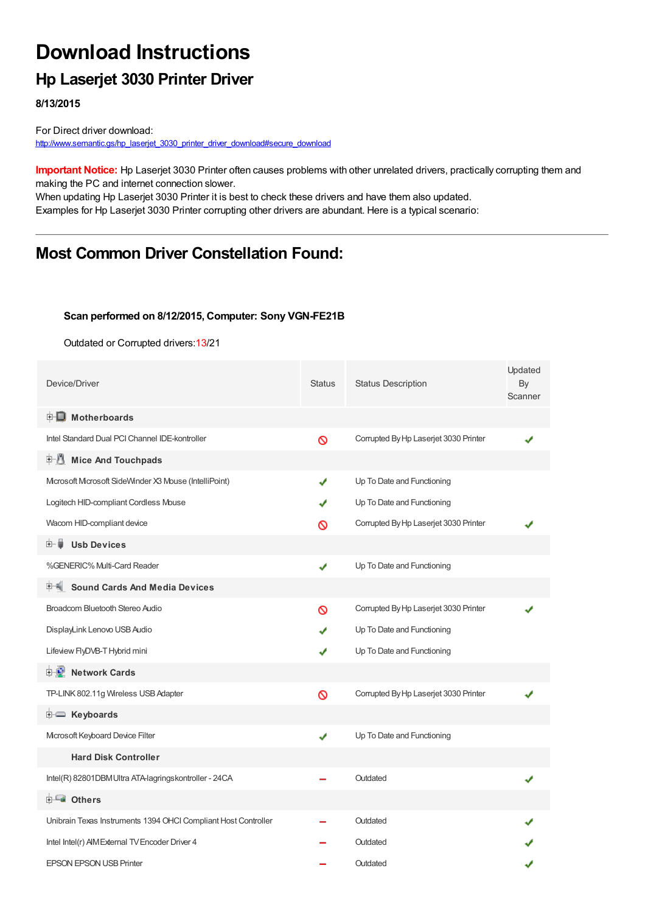# Download Instructions

## Hp Laserjet 3030 Printer Driver

**8/13/2015**

For Direct driver download:
http://www.semantic.gs/hp_laserjet_3030_printer_driver_download#secure_download

**Important Notice:** Hp Laserjet 3030 Printer often causes problems with other unrelated drivers, practically corrupting them and making the PC and internet connection slower.
When updating Hp Laserjet 3030 Printer it is best to check these drivers and have them also updated.
Examples for Hp Laserjet 3030 Printer corrupting other drivers are abundant. Here is a typical scenario:

---

## Most Common Driver Constellation Found:

**Scan performed on 8/12/2015, Computer: Sony VGN-FE21B**

Outdated or Corrupted drivers:13/21

| Device/Driver | Status | Status Description | Updated By Scanner |
|---|---|---|---|
| **Motherboards** | | | |
| Intel Standard Dual PCI Channel IDE-kontroller | ⊘ | Corrupted By Hp Laserjet 3030 Printer | ✔ |
| **Mice And Touchpads** | | | |
| Microsoft Microsoft SideWinder X3 Mouse (IntelliPoint) | ✔ | Up To Date and Functioning | |
| Logitech HID-compliant Cordless Mouse | ✔ | Up To Date and Functioning | |
| Wacom HID-compliant device | ⊘ | Corrupted By Hp Laserjet 3030 Printer | ✔ |
| **Usb Devices** | | | |
| %GENERIC% Multi-Card Reader | ✔ | Up To Date and Functioning | |
| **Sound Cards And Media Devices** | | | |
| Broadcom Bluetooth Stereo Audio | ⊘ | Corrupted By Hp Laserjet 3030 Printer | ✔ |
| DisplayLink Lenovo USB Audio | ✔ | Up To Date and Functioning | |
| Lifeview FlyDVB-T Hybrid mini | ✔ | Up To Date and Functioning | |
| **Network Cards** | | | |
| TP-LINK 802.11g Wireless USB Adapter | ⊘ | Corrupted By Hp Laserjet 3030 Printer | ✔ |
| **Keyboards** | | | |
| Microsoft Keyboard Device Filter | ✔ | Up To Date and Functioning | |
| **Hard Disk Controller** | | | |
| Intel(R) 82801DBM Ultra ATA-lagringskontroller - 24CA | – | Outdated | ✔ |
| **Others** | | | |
| Unibrain Texas Instruments 1394 OHCI Compliant Host Controller | – | Outdated | ✔ |
| Intel Intel(r) AIM External TV Encoder Driver 4 | – | Outdated | ✔ |
| EPSON EPSON USB Printer | – | Outdated | ✔ |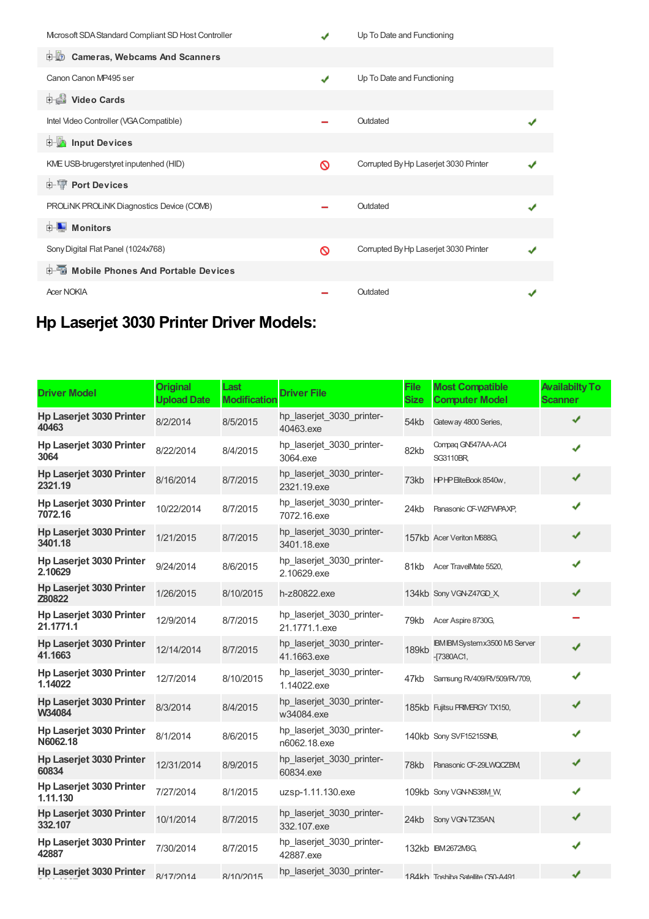| | | | |
|---|---|---|---|
| Microsoft SDA Standard Compliant SD Host Controller | ✔ | Up To Date and Functioning | |
| **Cameras, Webcams And Scanners** | | | |
| Canon Canon MP495 ser | ✔ | Up To Date and Functioning | |
| **Video Cards** | | | |
| Intel Video Controller (VGA Compatible) | ▬ | Outdated | ✔ |
| **Input Devices** | | | |
| KME USB-brugerstyret inputenhed (HID) | ⊘ | Corrupted By Hp Laserjet 3030 Printer | ✔ |
| **Port Devices** | | | |
| PROLiNK PROLiNK Diagnostics Device (COM8) | ▬ | Outdated | ✔ |
| **Monitors** | | | |
| Sony Digital Flat Panel (1024x768) | ⊘ | Corrupted By Hp Laserjet 3030 Printer | ✔ |
| **Mobile Phones And Portable Devices** | | | |
| Acer NOKIA | ▬ | Outdated | ✔ |

## Hp Laserjet 3030 Printer Driver Models:

| Driver Model | Original Upload Date | Last Modification | Driver File | File Size | Most Compatible Computer Model | Availabilty To Scanner |
|---|---|---|---|---|---|---|
| Hp Laserjet 3030 Printer 40463 | 8/2/2014 | 8/5/2015 | hp_laserjet_3030_printer-40463.exe | 54kb | Gateway 4800 Series, | ✔ |
| Hp Laserjet 3030 Printer 3064 | 8/22/2014 | 8/4/2015 | hp_laserjet_3030_printer-3064.exe | 82kb | Compaq GN547AA-AC4 SG3110BR, | ✔ |
| Hp Laserjet 3030 Printer 2321.19 | 8/16/2014 | 8/7/2015 | hp_laserjet_3030_printer-2321.19.exe | 73kb | HP HP EliteBook 8540w, | ✔ |
| Hp Laserjet 3030 Printer 7072.16 | 10/22/2014 | 8/7/2015 | hp_laserjet_3030_printer-7072.16.exe | 24kb | Panasonic CF-W2FWPAXP, | ✔ |
| Hp Laserjet 3030 Printer 3401.18 | 1/21/2015 | 8/7/2015 | hp_laserjet_3030_printer-3401.18.exe | 157kb | Acer Veriton M688G, | ✔ |
| Hp Laserjet 3030 Printer 2.10629 | 9/24/2014 | 8/6/2015 | hp_laserjet_3030_printer-2.10629.exe | 81kb | Acer TravelMate 5520, | ✔ |
| Hp Laserjet 3030 Printer Z80822 | 1/26/2015 | 8/10/2015 | h-z80822.exe | 134kb | Sony VGN-Z47GD_X, | ✔ |
| Hp Laserjet 3030 Printer 21.1771.1 | 12/9/2014 | 8/7/2015 | hp_laserjet_3030_printer-21.1771.1.exe | 79kb | Acer Aspire 8730G, | ▬ |
| Hp Laserjet 3030 Printer 41.1663 | 12/14/2014 | 8/7/2015 | hp_laserjet_3030_printer-41.1663.exe | 189kb | IBM IBM System x3500 M3 Server -[7380AC1, | ✔ |
| Hp Laserjet 3030 Printer 1.14022 | 12/7/2014 | 8/10/2015 | hp_laserjet_3030_printer-1.14022.exe | 47kb | Samsung RV409/RV509/RV709, | ✔ |
| Hp Laserjet 3030 Printer W34084 | 8/3/2014 | 8/4/2015 | hp_laserjet_3030_printer-w34084.exe | 185kb | Fujitsu PRIMERGY TX150, | ✔ |
| Hp Laserjet 3030 Printer N6062.18 | 8/1/2014 | 8/6/2015 | hp_laserjet_3030_printer-n6062.18.exe | 140kb | Sony SVF15215SNB, | ✔ |
| Hp Laserjet 3030 Printer 60834 | 12/31/2014 | 8/9/2015 | hp_laserjet_3030_printer-60834.exe | 78kb | Panasonic CF-29LWQCZBM, | ✔ |
| Hp Laserjet 3030 Printer 1.11.130 | 7/27/2014 | 8/1/2015 | uzsp-1.11.130.exe | 109kb | Sony VGN-NS38M_W, | ✔ |
| Hp Laserjet 3030 Printer 332.107 | 10/1/2014 | 8/7/2015 | hp_laserjet_3030_printer-332.107.exe | 24kb | Sony VGN-TZ35AN, | ✔ |
| Hp Laserjet 3030 Printer 42887 | 7/30/2014 | 8/7/2015 | hp_laserjet_3030_printer-42887.exe | 132kb | IBM2672M3G, | ✔ |
| Hp Laserjet 3030 Printer | 8/17/2014 | 8/10/2015 | hp_laserjet_3030_printer- | 184kb | Toshiba Satellite C50-A491 | ✔ |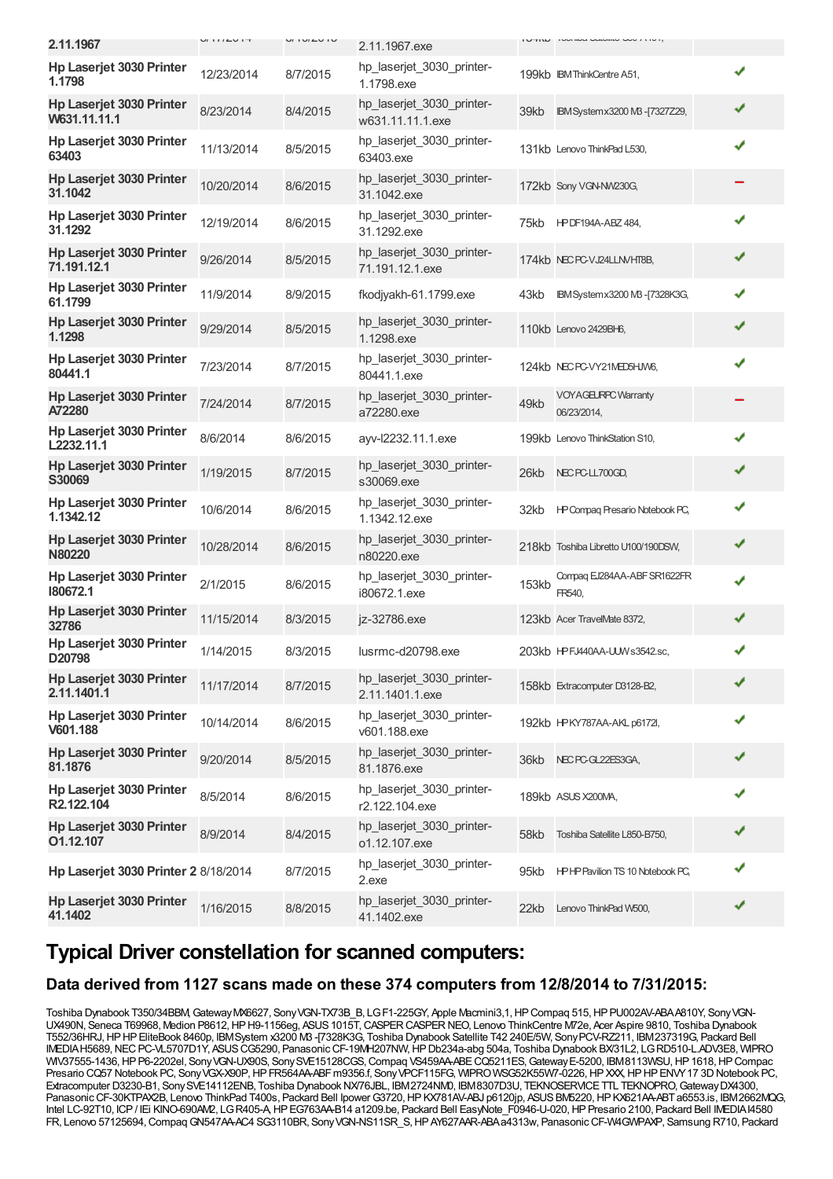| | | | | | | |
|---|---|---|---|---|---|---|
| 2.11.1967 | | | 2.11.1967.exe | | | |
| Hp Laserjet 3030 Printer 1.1798 | 12/23/2014 | 8/7/2015 | hp_laserjet_3030_printer-1.1798.exe | 199kb | IBM ThinkCentre A51, | ✔ |
| Hp Laserjet 3030 Printer W631.11.11.1 | 8/23/2014 | 8/4/2015 | hp_laserjet_3030_printer-w631.11.11.1.exe | 39kb | IBM System x3200 M3 -[7327Z29, | ✔ |
| Hp Laserjet 3030 Printer 63403 | 11/13/2014 | 8/5/2015 | hp_laserjet_3030_printer-63403.exe | 131kb | Lenovo ThinkPad L530, | ✔ |
| Hp Laserjet 3030 Printer 31.1042 | 10/20/2014 | 8/6/2015 | hp_laserjet_3030_printer-31.1042.exe | 172kb | Sony VGN-NW230G, | − |
| Hp Laserjet 3030 Printer 31.1292 | 12/19/2014 | 8/6/2015 | hp_laserjet_3030_printer-31.1292.exe | 75kb | HP DF194A-ABZ 484, | ✔ |
| Hp Laserjet 3030 Printer 71.191.12.1 | 9/26/2014 | 8/5/2015 | hp_laserjet_3030_printer-71.191.12.1.exe | 174kb | NEC PC-VJ24LLNVHT8B, | ✔ |
| Hp Laserjet 3030 Printer 61.1799 | 11/9/2014 | 8/9/2015 | fkodjyakh-61.1799.exe | 43kb | IBM System x3200 M3 -[7328K3G, | ✔ |
| Hp Laserjet 3030 Printer 1.1298 | 9/29/2014 | 8/5/2015 | hp_laserjet_3030_printer-1.1298.exe | 110kb | Lenovo 2429BH6, | ✔ |
| Hp Laserjet 3030 Printer 80441.1 | 7/23/2014 | 8/7/2015 | hp_laserjet_3030_printer-80441.1.exe | 124kb | NEC PC-VY21MED5HJW6, | ✔ |
| Hp Laserjet 3030 Printer A72280 | 7/24/2014 | 8/7/2015 | hp_laserjet_3030_printer-a72280.exe | 49kb | VOYAGEURPC Warranty 06/23/2014, | − |
| Hp Laserjet 3030 Printer L2232.11.1 | 8/6/2014 | 8/6/2015 | ayv-l2232.11.1.exe | 199kb | Lenovo ThinkStation S10, | ✔ |
| Hp Laserjet 3030 Printer S30069 | 1/19/2015 | 8/7/2015 | hp_laserjet_3030_printer-s30069.exe | 26kb | NEC PC-LL700GD, | ✔ |
| Hp Laserjet 3030 Printer 1.1342.12 | 10/6/2014 | 8/6/2015 | hp_laserjet_3030_printer-1.1342.12.exe | 32kb | HP Compaq Presario Notebook PC, | ✔ |
| Hp Laserjet 3030 Printer N80220 | 10/28/2014 | 8/6/2015 | hp_laserjet_3030_printer-n80220.exe | 218kb | Toshiba Libretto U100/190DSW, | ✔ |
| Hp Laserjet 3030 Printer I80672.1 | 2/1/2015 | 8/6/2015 | hp_laserjet_3030_printer-i80672.1.exe | 153kb | Compaq EJ284AA-ABF SR1622FR FR540, | ✔ |
| Hp Laserjet 3030 Printer 32786 | 11/15/2014 | 8/3/2015 | jz-32786.exe | 123kb | Acer TravelMate 8372, | ✔ |
| Hp Laserjet 3030 Printer D20798 | 1/14/2015 | 8/3/2015 | lusrmc-d20798.exe | 203kb | HP FJ440AA-UUW s3542.sc, | ✔ |
| Hp Laserjet 3030 Printer 2.11.1401.1 | 11/17/2014 | 8/7/2015 | hp_laserjet_3030_printer-2.11.1401.1.exe | 158kb | Extracomputer D3128-B2, | ✔ |
| Hp Laserjet 3030 Printer V601.188 | 10/14/2014 | 8/6/2015 | hp_laserjet_3030_printer-v601.188.exe | 192kb | HP KY787AA-AKL p6172l, | ✔ |
| Hp Laserjet 3030 Printer 81.1876 | 9/20/2014 | 8/5/2015 | hp_laserjet_3030_printer-81.1876.exe | 36kb | NEC PC-GL22ES3GA, | ✔ |
| Hp Laserjet 3030 Printer R2.122.104 | 8/5/2014 | 8/6/2015 | hp_laserjet_3030_printer-r2.122.104.exe | 189kb | ASUS X200MA, | ✔ |
| Hp Laserjet 3030 Printer O1.12.107 | 8/9/2014 | 8/4/2015 | hp_laserjet_3030_printer-o1.12.107.exe | 58kb | Toshiba Satellite L850-B750, | ✔ |
| Hp Laserjet 3030 Printer 2 | 8/18/2014 | 8/7/2015 | hp_laserjet_3030_printer-2.exe | 95kb | HP HP Pavilion TS 10 Notebook PC, | ✔ |
| Hp Laserjet 3030 Printer 41.1402 | 1/16/2015 | 8/8/2015 | hp_laserjet_3030_printer-41.1402.exe | 22kb | Lenovo ThinkPad W500, | ✔ |

## Typical Driver constellation for scanned computers:

### Data derived from 1127 scans made on these 374 computers from 12/8/2014 to 7/31/2015:

Toshiba Dynabook T350/34BBM, Gateway MX6627, Sony VGN-TX73B_B, LG F1-225GY, Apple Macmini3,1, HP Compaq 515, HP PU002AV-ABA A810Y, Sony VGN-UX490N, Seneca T69968, Medion P8612, HP H9-1156eg, ASUS 1015T, CASPER CASPER NEO, Lenovo ThinkCentre M72e, Acer Aspire 9810, Toshiba Dynabook T552/36HRJ, HP HP EliteBook 8460p, IBM System x3200 M3 -[7328K3G, Toshiba Dynabook Satellite T42 240E/5W, Sony PCV-RZ211, IBM 237319G, Packard Bell IMEDIA H5689, NEC PC-VL5707D1Y, ASUS CG5290, Panasonic CF-19MH207NW, HP Db234a-abg 504a, Toshiba Dynabook BX/31L2, LG RD510-L.ADV3E8, WIPRO WIV37555-1436, HP P6-2202el, Sony VGN-UX90S, Sony SVE15128CGS, Compaq VS459AA-ABE CQ5211ES, Gateway E-5200, IBM 8113WSU, HP 1618, HP Compac Presario CQ57 Notebook PC, Sony VGX-X90P, HP FR564AA-ABF m9356.f, Sony VPCF115FG, WIPRO WSG52K55W7-0226, HP XXX, HP HP ENVY 17 3D Notebook PC, Extracomputer D3230-B1, Sony SVE14112ENB, Toshiba Dynabook NX76JBL, IBM 2724NM0, IBM 8307D3U, TEKNOSERVICE TTL TEKNOPRO, Gateway DX4300, Panasonic CF-30KTPAX2B, Lenovo ThinkPad T400s, Packard Bell Ipower G3720, HP KX781AV-ABJ p6120jp, ASUS BM5220, HP KX621AA-ABT a6553.is, IBM 2662MQG, Intel LC-92T10, ICP / IEi KINO-690AM2, LG R405-A, HP EG763AA-B14 a1209.be, Packard Bell EasyNote_F0946-U-020, HP Presario 2100, Packard Bell IMEDIA I4580 FR, Lenovo 57125694, Compaq GN547AA-AC4 SG3110BR, Sony VGN-NS11SR_S, HP AY627AAR-ABA a4313w, Panasonic CF-W4GWPAXP, Samsung R710, Packard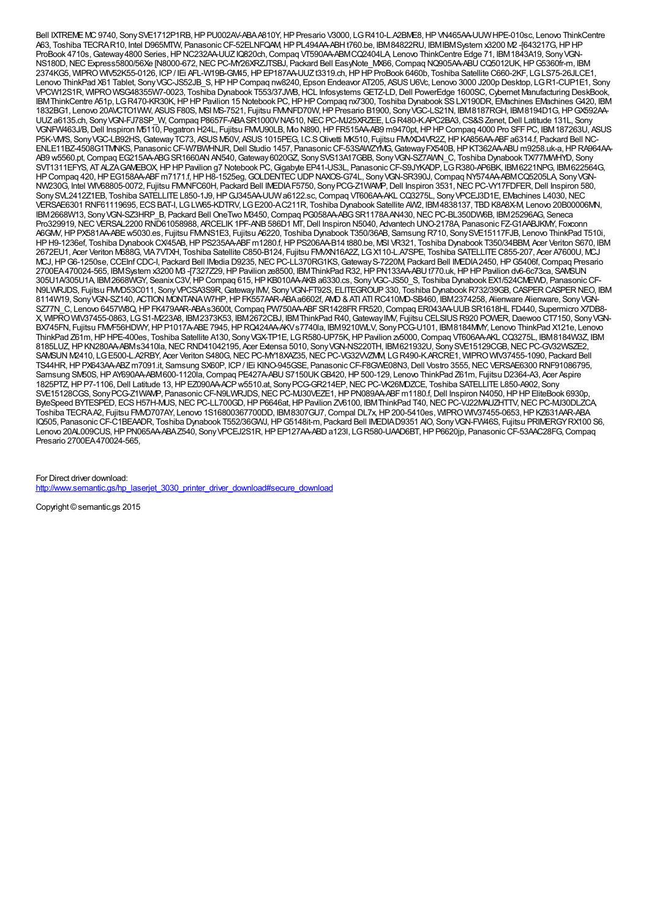Bell IXTREME MC 9740, Sony SVE1712P1RB, HP PU002AV-ABA A810Y, HP Presario V3000, LG R410-L.A2BME8, HP VN465AA-UUW HPE-010sc, Lenovo ThinkCentre A63, Toshiba TECRA R10, Intel D965MTW, Panasonic CF-52ELNFQAM, HP PL494AA-ABH t760.be, IBM 84822RU, IBM IBM System x3200 M2 -[643217G, HP HP ProBook 4710s, Gateway 4800 Series, HP NC232AA-UUZ IQ820ch, Compaq VT590AA-ABM CQ2404LA, Lenovo ThinkCentre Edge 71, IBM 1843A19, Sony VGN-NS180D, NEC Express5800/56Xe [N8000-672, NEC PC-MY26XRZJTSBJ, Packard Bell EasyNote_MX66, Compaq NQ905AA-ABU CQ5012UK, HP G5360fr-m, IBM 2374KG5, WIPRO WIV52K55-0126, ICP / IEi AFL-W19B-GM45, HP EP187AA-UUZ t3319.ch, HP HP ProBook 6460b, Toshiba Satellite C660-2KF, LG LS75-26JLCE1, Lenovo ThinkPad X61 Tablet, Sony VGC-JS52JB_S, HP HP Compaq nw8240, Epson Endeavor AT205, ASUS U6Vc, Lenovo 3000 J200p Desktop, LG R1-CUP1E1, Sony VPCW12S1R, WIPRO WSG48355W7-0023, Toshiba Dynabook T553/37JWB, HCL Infosystems GETZ-LD, Dell PowerEdge 1600SC, Cybernet Manufacturing DeskBook, IBM ThinkCentre A51p, LG R470-KR30K, HP HP Pavilion 15 Notebook PC, HP HP Compaq nx7300, Toshiba Dynabook SS LX/190DR, EMachines EMachines G420, IBM 1832BG1, Lenovo 20AVCTO1WW, ASUS F80S, MSI MS-7521, Fujitsu FMVNFD70W, HP Presario B1900, Sony VGC-LS21N, IBM 8187RGH, IBM 8194D1G, HP GX592AA-UUZ a6135.ch, Sony VGN-FJ78SP_W, Compaq P8657F-ABA SR1000V NA510, NEC PC-MJ25XRZEE, LG R480-K.APC2BA3, CS&S Zenet, Dell Latitude 131L, Sony VGNFW463J/B, Dell Inspiron M5110, Pegatron H24L, Fujitsu FMVU90LB, Mio N890, HP FR515AA-AB9 m9470pt, HP HP Compaq 4000 Pro SFF PC, IBM 187263U, ASUS P5K-VM/S, Sony VGC-LB92HS, Gateway TC73, ASUS M50V, ASUS 1015PEG, I.C.S Olivetti MK510, Fujitsu FMVXD4VR2Z, HP KA856AA-ABF a6314.f, Packard Bell NC-ENLE11BZ-4508G1TMNKS, Panasonic CF-W7BWHNJR, Dell Studio 1457, Panasonic CF-53SAWZYMG, Gateway FX540B, HP KT362AA-ABU m9258.uk-a, HP RA964AA-AB9 w5560.pt, Compaq EG215AA-ABG SR1660AN AN540, Gateway 6020GZ, Sony SVS13A17GBB, Sony VGN-SZ7AWN_C, Toshiba Dynabook TX/77MWHYD, Sony SVT1311EFYS, AT ALZA GAMEBOX, HP HP Pavilion g7 Notebook PC, Gigabyte EP41-US3L, Panasonic CF-S9JYKADP, LG R380-AP6BK, IBM 6221NPG, IBM 622564G, HP Compaq 420, HP EG158AA-ABF m7171.f, HP H8-1525eg, GOLDENTEC UDP NAXOS-G74L, Sony VGN-SR390J, Compaq NY574AA-ABM CQ5205LA, Sony VGN-NW230G, Intel WIV68805-0072, Fujitsu FMVNFC60H, Packard Bell IMEDIA F5750, Sony PCG-Z1WAMP, Dell Inspiron 3531, NEC PC-VY17FDFER, Dell Inspiron 580, Sony SVL2412Z1EB, Toshiba SATELLITE L850-1J9, HP GJ345AA-UUW a6122.sc, Compaq VT606AA-AKL CQ3275L, Sony VPCEJ3D1E, EMachines L4030, NEC VERSAE6301 RNF61119695, ECS BAT-I, LG LW65-KDTRV, LG E200-A.C211R, Toshiba Dynabook Satellite AW2, IBM 4838137, TBD K8A8X-M, Lenovo 20B00006MN, IBM 2668W13, Sony VGN-SZ3HRP_B, Packard Bell OneTwo M3450, Compaq PG058AA-ABG SR1178A AN430, NEC PC-BL350DW6B, IBM 25296AG, Seneca Pro329919, NEC VERSAL2200 RND61058988, ARCELIK 1PF-ANB 586D1 MT, Dell Inspiron N5040, Advantech UNO-2178A, Panasonic FZ-G1AABJKMY, Foxconn A6GMV, HP PX581AA-ABE w5030.es, Fujitsu FMVNS1E3, Fujitsu A6220, Toshiba Dynabook T350/36AB, Samsung R710, Sony SVE15117FJB, Lenovo ThinkPad T510i, HP H9-1236ef, Toshiba Dynabook CX/45AB, HP PS235AA-ABF m1280.f, HP PS206AA-B14 t880.be, MSI VR321, Toshiba Dynabook T350/34BBM, Acer Veriton S670, IBM 2672EU1, Acer Veriton M688G, VIA 7VTXH, Toshiba Satellite C850-B124, Fujitsu FMVXN16A2Z, LG X110-L.A7SPE, Toshiba SATELLITE C855-207, Acer A7600U, MCJ MCJ, HP G6-1250se, CCEInf CDC-I, Packard Bell IMedia D9235, NEC PC-LL370RG1KS, Gateway S-7220M, Packard Bell IMEDIA 2450, HP G5406f, Compaq Presario 2700EA 470024-565, IBM System x3200 M3 -[7327Z29, HP Pavilion ze8500, IBM ThinkPad R32, HP PN133AA-ABU t770.uk, HP HP Pavilion dv6-6c73ca, SAMSUN 305U1A/305U1A, IBM 2668WGY, Seanix C3V, HP Compaq 615, HP KB010AA-AKB a6330.cs, Sony VGC-JS50_S, Toshiba Dynabook EX1/524CMEWD, Panasonic CF-N9LWRJDS, Fujitsu FMVD53C011, Sony VPCSA3S9R, Gateway IMV, Sony VGN-FT92S, ELITEGROUP 330, Toshiba Dynabook R732/39GB, CASPER CASPER NEO, IBM 8114W19, Sony VGN-SZ140, ACTION MONTANA W7HP, HP FK557AAR-ABA a6602f, AMD & ATI ATI RC410MD-SB460, IBM 2374258, Alienware Alienware, Sony VGN-SZ77N_C, Lenovo 6457W8Q, HP FK479AAR-ABA s3600t, Compaq PW750AA-ABF SR1428FR FR520, Compaq ER043AA-UUB SR1618HL FD440, Supermicro X7DB8-X, WIPRO WIV37455-0863, LG S1-M223A8, IBM 2373K53, IBM 2672CBJ, IBM ThinkPad R40, Gateway IMV, Fujitsu CELSIUS R920 POWER, Daewoo CT7150, Sony VGN-BX745FN, Fujitsu FMVF56HDWY, HP P1017A-ABE 7945, HP RQ424AA-AKV s7740la, IBM 9210WLV, Sony PCG-U101, IBM 8184MMY, Lenovo ThinkPad X121e, Lenovo ThinkPad Z61m, HP HPE-400es, Toshiba Satellite A130, Sony VGX-TP1E, LG R580-UP75K, HP Pavilion zv5000, Compaq VT606AA-AKL CQ3275L, IBM 8184W3Z, IBM 8185LUZ, HP KN280AA-ABM s3410la, NEC RND41042195, Acer Extensa 5010, Sony VGN-NS220TH, IBM 621932U, Sony SVE15129CGB, NEC PC-GV32WSZE2, SAMSUN M2410, LG E500-L.A2RBY, Acer Veriton S480G, NEC PC-MY18XAZ35, NEC PC-VG32VVZMM, LG R490-K.ARCRE1, WIPRO WIV37455-1090, Packard Bell TS44HR, HP PX643AA-ABZ m7091.it, Samsung SX60P, ICP / IEi KINO-945GSE, Panasonic CF-F8GWE08N3, Dell Vostro 3555, NEC VERSAE6300 RNF91086795, Samsung SM50S, HP AY690AA-ABM 600-1120la, Compaq PE427A-ABU S7150UK GB420, HP 500-129, Lenovo ThinkPad Z61m, Fujitsu D2364-A3, Acer Aspire 1825PTZ, HP P7-1106, Dell Latitude 13, HP EZ090AA-ACP w5510.at, Sony PCG-GR214EP, NEC PC-VK26MDZCE, Toshiba SATELLITE L850-A902, Sony SVE15128CGS, Sony PCG-Z1WAMP, Panasonic CF-N9LWRJDS, NEC PC-MJ30VEZE1, HP PN089AA-ABF m1180.f, Dell Inspiron N4050, HP HP EliteBook 6930p, ByteSpeed BYTESPED, ECS H57H-MUS, NEC PC-LL700GD, HP P6646at, HP Pavilion ZV6100, IBM ThinkPad T40, NEC PC-VJ22MAUZHTTV, NEC PC-MJ30DLZCA, Toshiba TECRA A2, Fujitsu FMVD707AY, Lenovo 1S16800367700DD, IBM 8307GU7, Compal DL7x, HP 200-5410es, WIPRO WIV37455-0653, HP KZ631AAR-ABA IQ505, Panasonic CF-C1BEAADR, Toshiba Dynabook T552/36GWJ, HP G5148it-m, Packard Bell IMEDIA D9351 AIO, Sony VGN-FW46S, Fujitsu PRIMERGY RX100 S6, Lenovo 20AL009CUS, HP PN065AA-ABA Z540, Sony VPCEJ2S1R, HP EP127AA-ABD a123l, LG R580-UAAD6BT, HP P6620jp, Panasonic CF-53AAC28FG, Compaq Presario 2700EA 470024-565,

For Direct driver download:
http://www.semantic.gs/hp_laserjet_3030_printer_driver_download#secure_download

Copyright © semantic.gs 2015